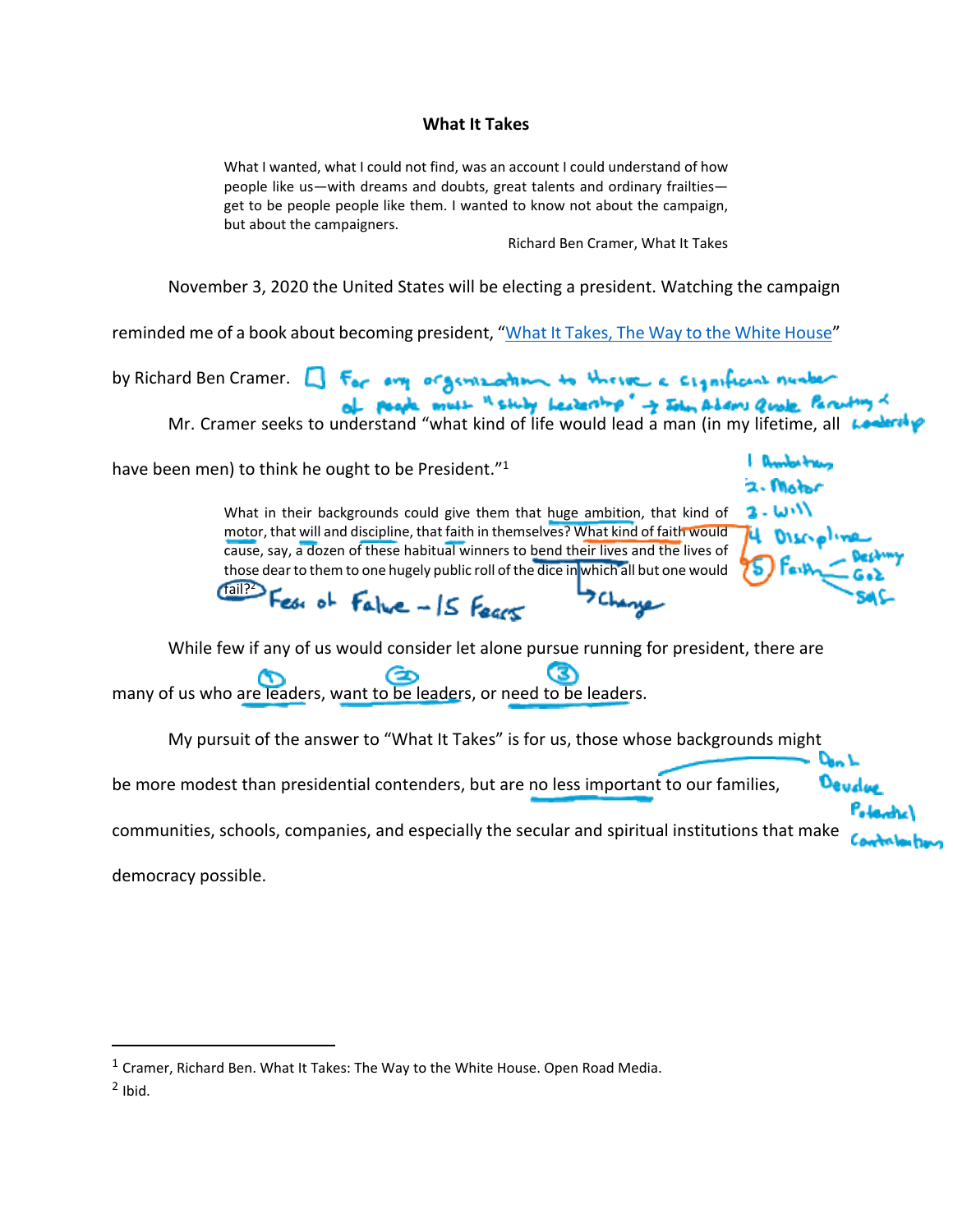# What It Takes

> What I wanted, what I could not find, was an account I could understand of how people like us—with dreams and doubts, great talents and ordinary frailties—get to be people people like them. I wanted to know not about the campaign, but about the campaigners.
>
> Richard Ben Cramer, What It Takes

November 3, 2020 the United States will be electing a president. Watching the campaign reminded me of a book about becoming president, "What It Takes, The Way to the White House" by Richard Ben Cramer.

Mr. Cramer seeks to understand "what kind of life would lead a man (in my lifetime, all have been men) to think he ought to be President."[1]

> What in their backgrounds could give them that huge ambition, that kind of motor, that will and discipline, that faith in themselves? What kind of faith would cause, say, a dozen of these habitual winners to bend their lives and the lives of those dear to them to one hugely public roll of the dice in which all but one would fail?[2]

While few if any of us would consider let alone pursue running for president, there are many of us who are leaders, want to be leaders, or need to be leaders.

My pursuit of the answer to "What It Takes" is for us, those whose backgrounds might be more modest than presidential contenders, but are no less important to our families, communities, schools, companies, and especially the secular and spiritual institutions that make democracy possible.

---

[1] Cramer, Richard Ben. What It Takes: The Way to the White House. Open Road Media.

[2] Ibid.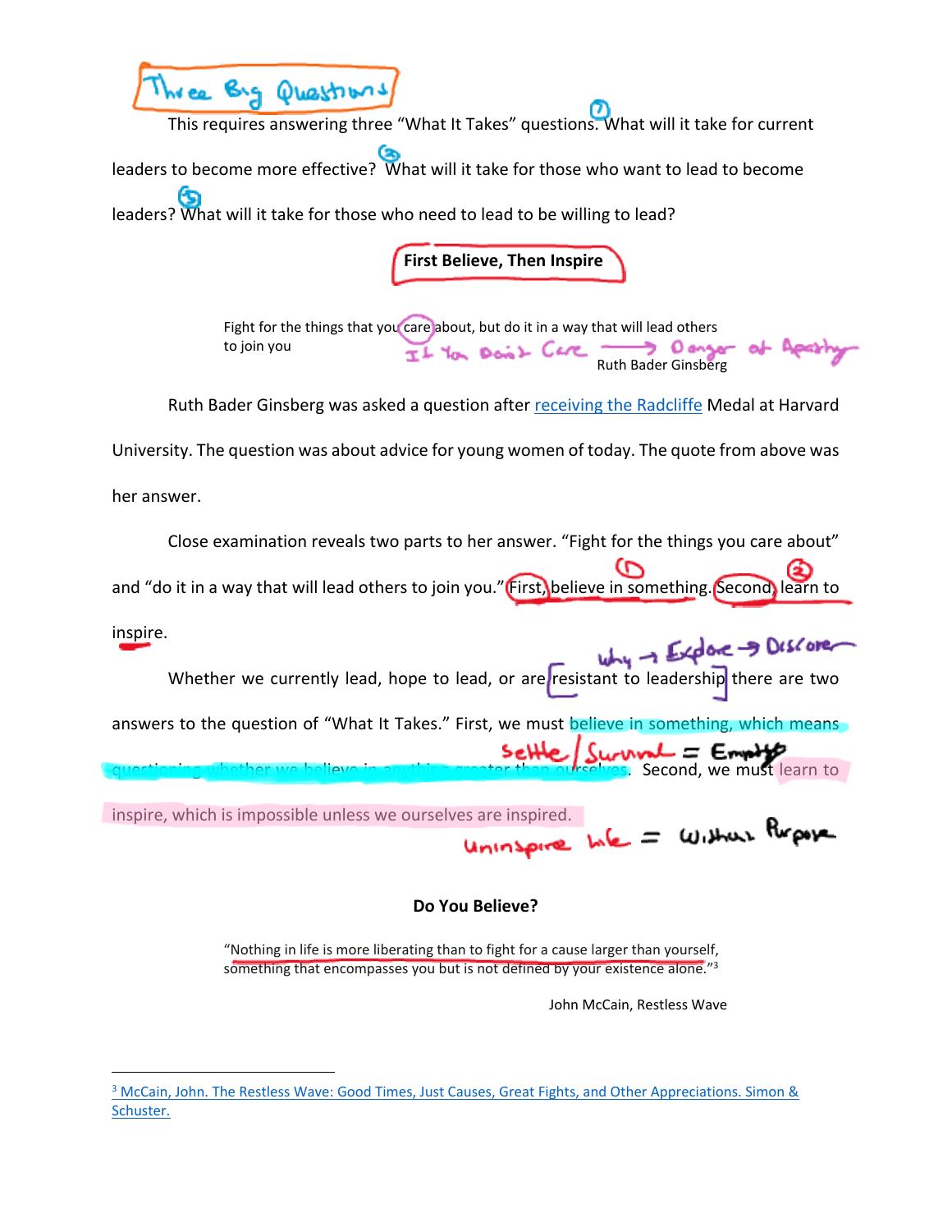This requires answering three "What It Takes" questions. What will it take for current leaders to become more effective? What will it take for those who want to lead to become leaders? What will it take for those who need to lead to be willing to lead?

## First Believe, Then Inspire

> Fight for the things that you care about, but do it in a way that will lead others to join you
>
> Ruth Bader Ginsberg

Ruth Bader Ginsberg was asked a question after receiving the Radcliffe Medal at Harvard University. The question was about advice for young women of today. The quote from above was her answer.

Close examination reveals two parts to her answer. "Fight for the things you care about" and "do it in a way that will lead others to join you." First, believe in something. Second, learn to inspire.

Whether we currently lead, hope to lead, or are resistant to leadership there are two answers to the question of "What It Takes." First, we must believe in something, which means questioning whether we believe in anything greater than ourselves. Second, we must learn to inspire, which is impossible unless we ourselves are inspired.

## Do You Believe?

> "Nothing in life is more liberating than to fight for a cause larger than yourself, something that encompasses you but is not defined by your existence alone."[3]
>
> John McCain, Restless Wave

---

[3] McCain, John. The Restless Wave: Good Times, Just Causes, Great Fights, and Other Appreciations. Simon & Schuster.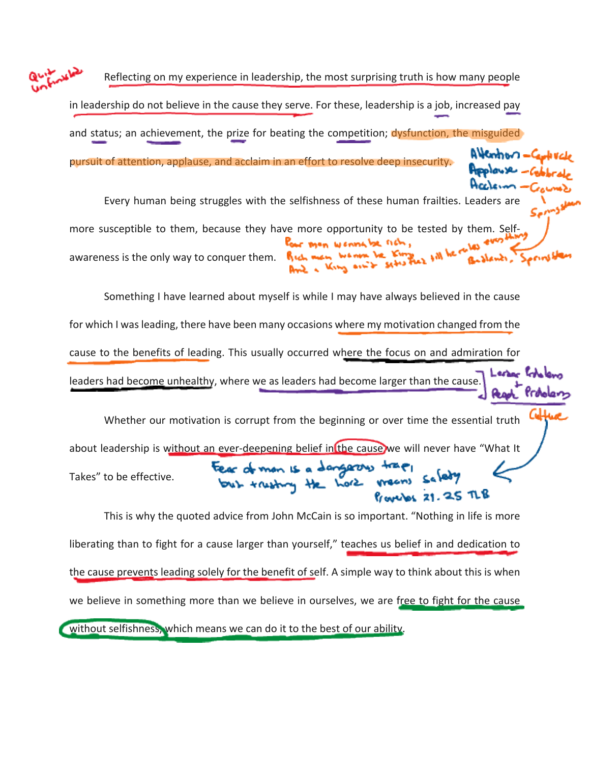Reflecting on my experience in leadership, the most surprising truth is how many people in leadership do not believe in the cause they serve. For these, leadership is a job, increased pay and status; an achievement, the prize for beating the competition; dysfunction, the misguided pursuit of attention, applause, and acclaim in an effort to resolve deep insecurity.

Every human being struggles with the selfishness of these human frailties. Leaders are more susceptible to them, because they have more opportunity to be tested by them. Self-awareness is the only way to conquer them.

Something I have learned about myself is while I may have always believed in the cause for which I was leading, there have been many occasions where my motivation changed from the cause to the benefits of leading. This usually occurred where the focus on and admiration for leaders had become unhealthy, where we as leaders had become larger than the cause.

Whether our motivation is corrupt from the beginning or over time the essential truth about leadership is without an ever-deepening belief in the cause we will never have "What It Takes" to be effective.

This is why the quoted advice from John McCain is so important. "Nothing in life is more liberating than to fight for a cause larger than yourself," teaches us belief in and dedication to the cause prevents leading solely for the benefit of self. A simple way to think about this is when we believe in something more than we believe in ourselves, we are free to fight for the cause without selfishness, which means we can do it to the best of our ability.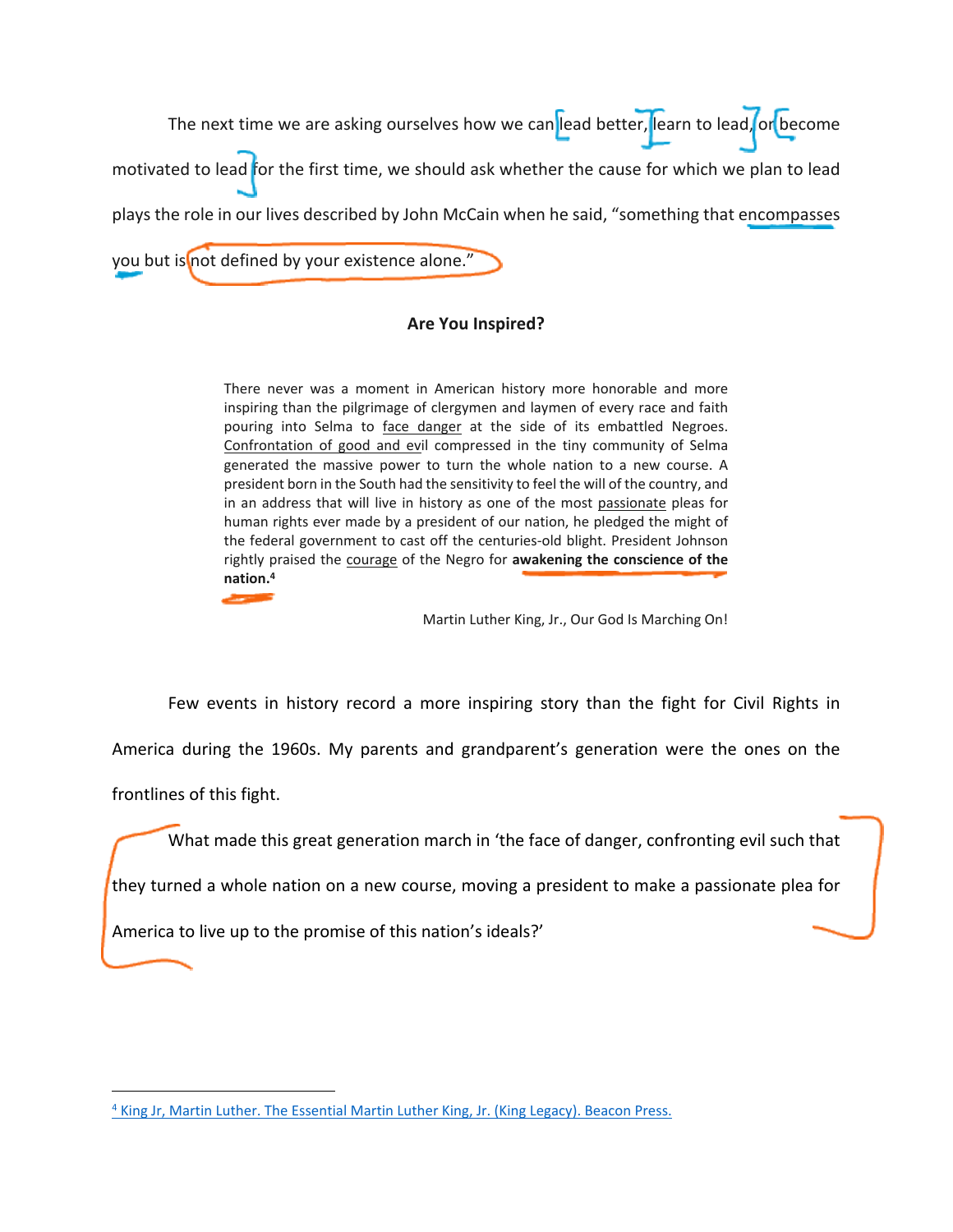The next time we are asking ourselves how we can lead better, learn to lead, or become motivated to lead for the first time, we should ask whether the cause for which we plan to lead plays the role in our lives described by John McCain when he said, "something that encompasses you but is not defined by your existence alone."

**Are You Inspired?**

> There never was a moment in American history more honorable and more inspiring than the pilgrimage of clergymen and laymen of every race and faith pouring into Selma to face danger at the side of its embattled Negroes. Confrontation of good and evil compressed in the tiny community of Selma generated the massive power to turn the whole nation to a new course. A president born in the South had the sensitivity to feel the will of the country, and in an address that will live in history as one of the most passionate pleas for human rights ever made by a president of our nation, he pledged the might of the federal government to cast off the centuries-old blight. President Johnson rightly praised the courage of the Negro for **awakening the conscience of the nation.**[4]
>
> Martin Luther King, Jr., Our God Is Marching On!

Few events in history record a more inspiring story than the fight for Civil Rights in America during the 1960s. My parents and grandparent's generation were the ones on the frontlines of this fight.

What made this great generation march in 'the face of danger, confronting evil such that they turned a whole nation on a new course, moving a president to make a passionate plea for America to live up to the promise of this nation's ideals?'

---

[4] King Jr, Martin Luther. The Essential Martin Luther King, Jr. (King Legacy). Beacon Press.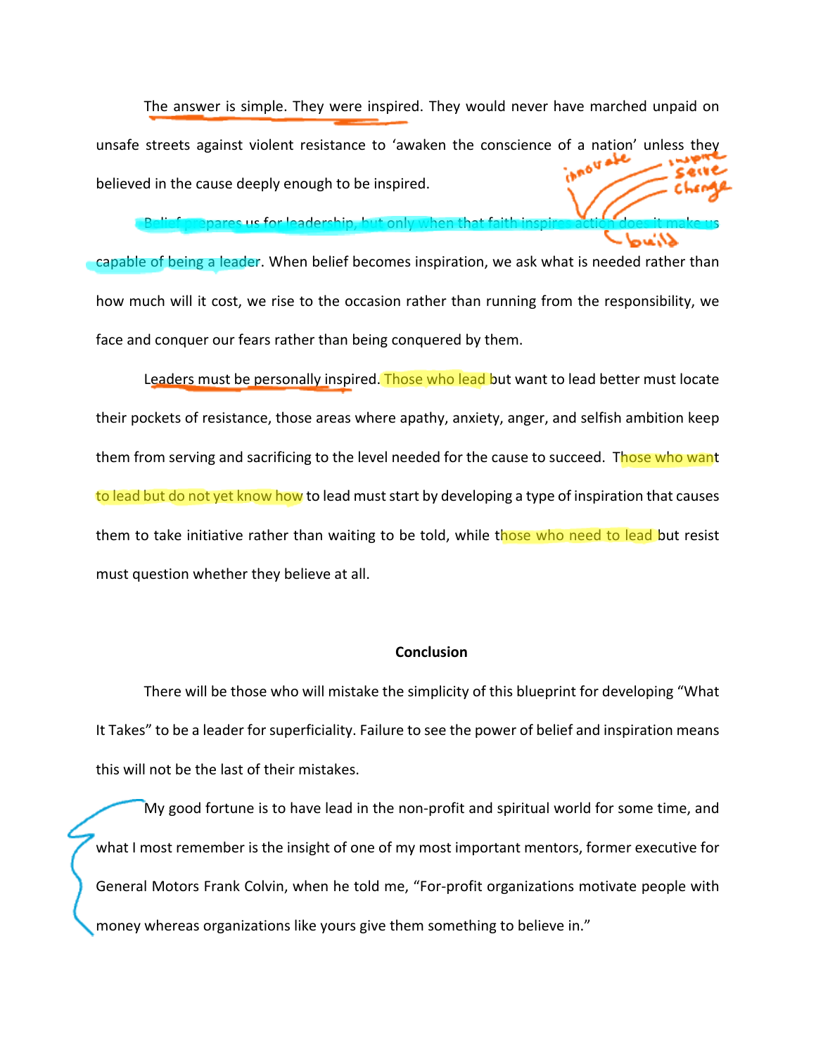The answer is simple. They were inspired. They would never have marched unpaid on unsafe streets against violent resistance to 'awaken the conscience of a nation' unless they believed in the cause deeply enough to be inspired.

Belief prepares us for leadership, but only when that faith inspires action does it make us capable of being a leader. When belief becomes inspiration, we ask what is needed rather than how much will it cost, we rise to the occasion rather than running from the responsibility, we face and conquer our fears rather than being conquered by them.

Leaders must be personally inspired. Those who lead but want to lead better must locate their pockets of resistance, those areas where apathy, anxiety, anger, and selfish ambition keep them from serving and sacrificing to the level needed for the cause to succeed. Those who want to lead but do not yet know how to lead must start by developing a type of inspiration that causes them to take initiative rather than waiting to be told, while those who need to lead but resist must question whether they believe at all.

**Conclusion**

There will be those who will mistake the simplicity of this blueprint for developing "What It Takes" to be a leader for superficiality. Failure to see the power of belief and inspiration means this will not be the last of their mistakes.

My good fortune is to have lead in the non-profit and spiritual world for some time, and what I most remember is the insight of one of my most important mentors, former executive for General Motors Frank Colvin, when he told me, "For-profit organizations motivate people with money whereas organizations like yours give them something to believe in."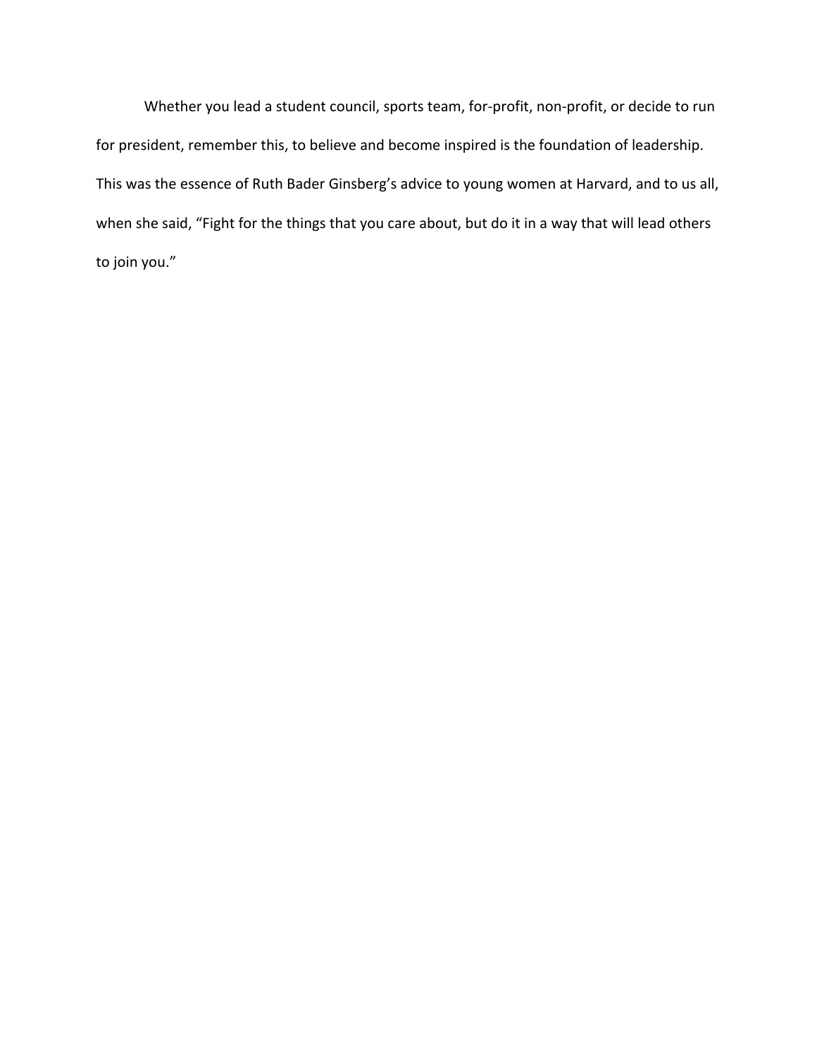Whether you lead a student council, sports team, for-profit, non-profit, or decide to run for president, remember this, to believe and become inspired is the foundation of leadership. This was the essence of Ruth Bader Ginsberg's advice to young women at Harvard, and to us all, when she said, "Fight for the things that you care about, but do it in a way that will lead others to join you."